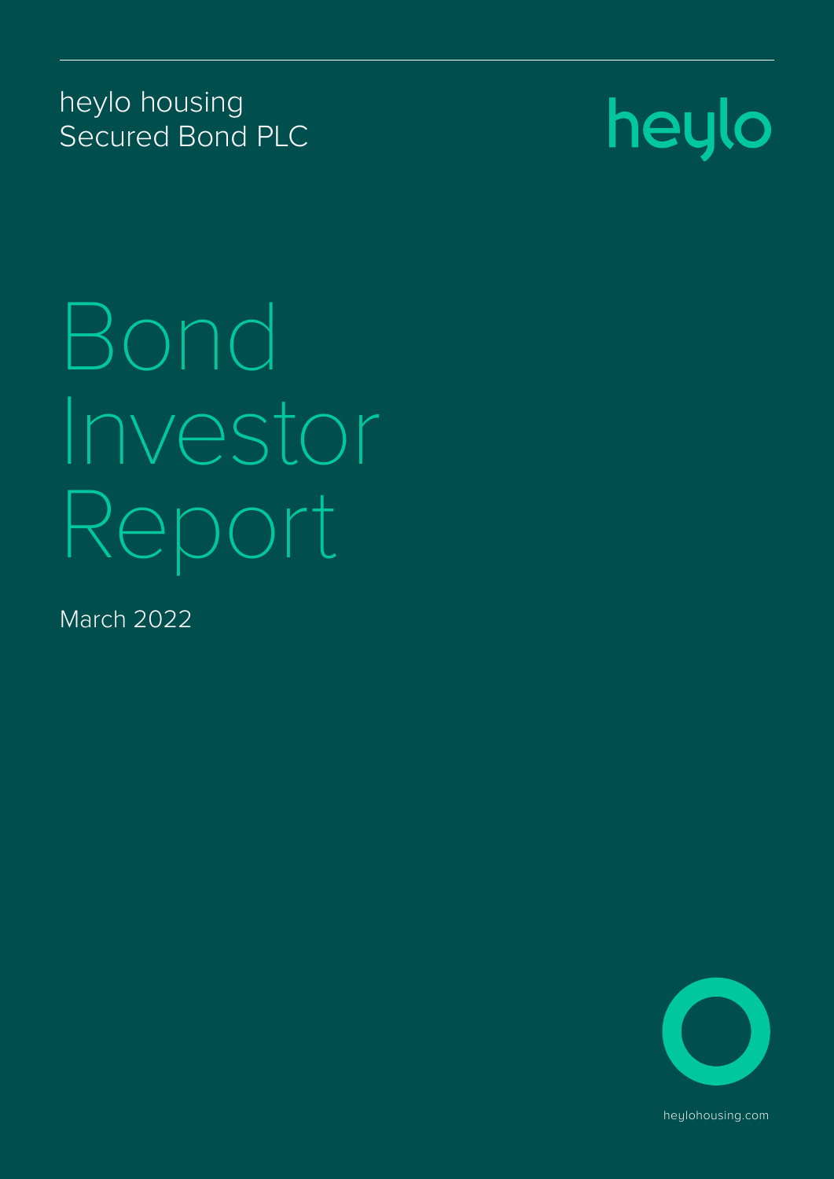heylo housing
Secured Bond PLC

heylo

# Bond Investor Report

March 2022

heylohousing.com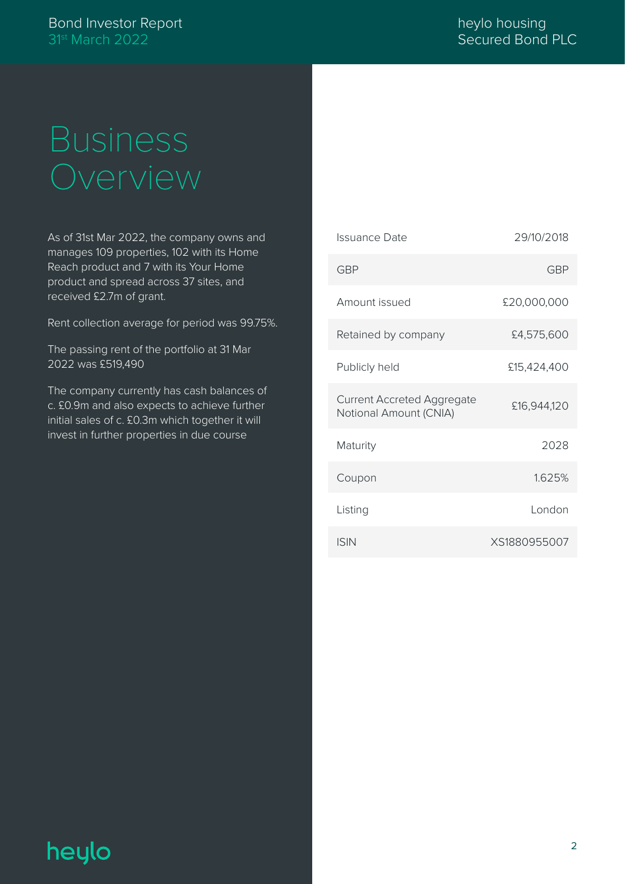# Business Overview

As of 31st Mar 2022, the company owns and manages 109 properties, 102 with its Home Reach product and 7 with its Your Home product and spread across 37 sites, and received £2.7m of grant.

Rent collection average for period was 99.75%.

The passing rent of the portfolio at 31 Mar 2022 was £519,490

The company currently has cash balances of c. £0.9m and also expects to achieve further initial sales of c. £0.3m which together it will invest in further properties in due course

| | |
|---|---|
| Issuance Date | 29/10/2018 |
| GBP | GBP |
| Amount issued | £20,000,000 |
| Retained by company | £4,575,600 |
| Publicly held | £15,424,400 |
| Current Accreted Aggregate Notional Amount (CNIA) | £16,944,120 |
| Maturity | 2028 |
| Coupon | 1.625% |
| Listing | London |
| ISIN | XS1880955007 |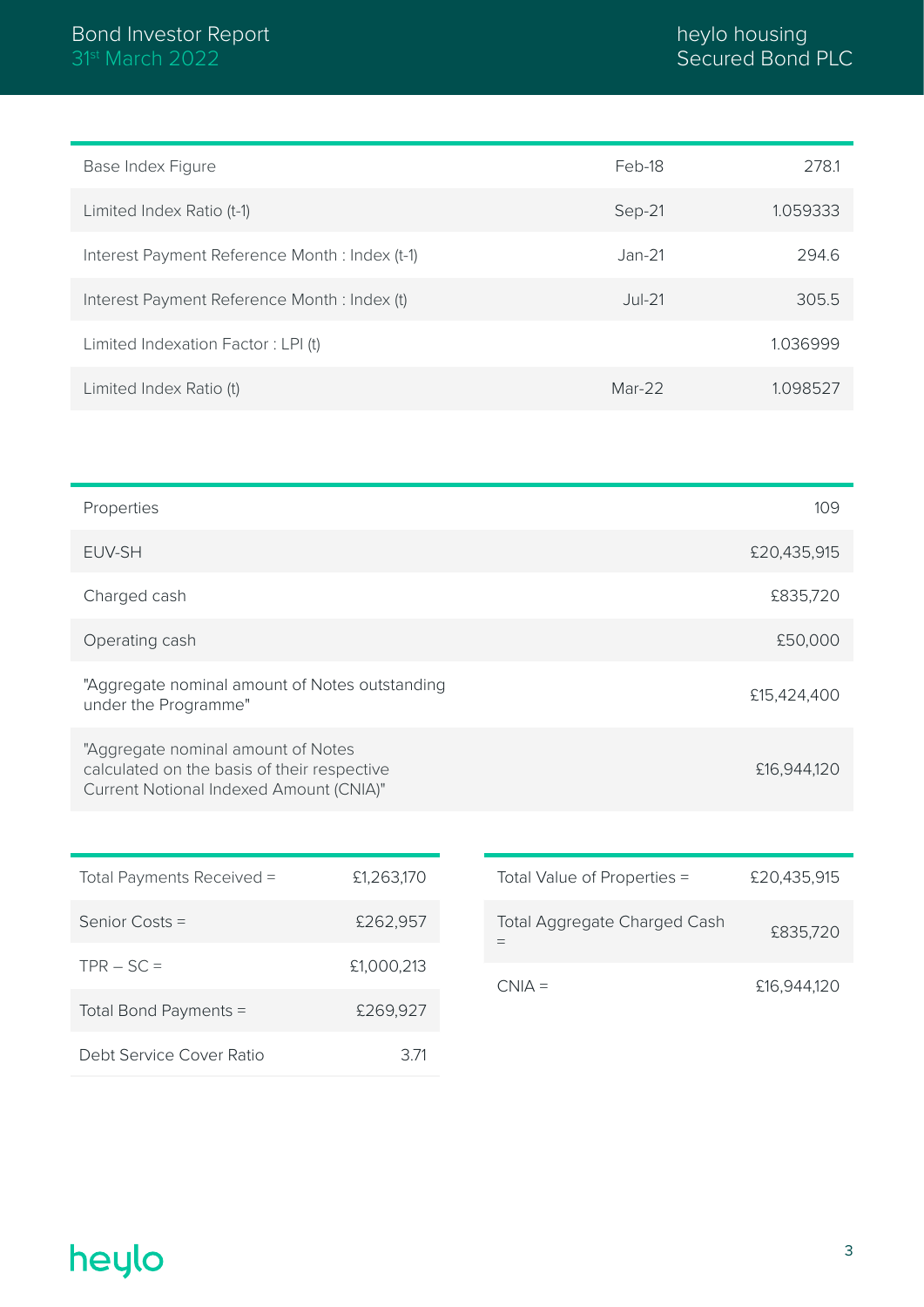| | | |
|---|---|---|
| Base Index Figure | Feb-18 | 278.1 |
| Limited Index Ratio (t-1) | Sep-21 | 1.059333 |
| Interest Payment Reference Month : Index (t-1) | Jan-21 | 294.6 |
| Interest Payment Reference Month : Index (t) | Jul-21 | 305.5 |
| Limited Indexation Factor : LPI (t) | | 1.036999 |
| Limited Index Ratio (t) | Mar-22 | 1.098527 |

| | |
|---|---|
| Properties | 109 |
| EUV-SH | £20,435,915 |
| Charged cash | £835,720 |
| Operating cash | £50,000 |
| "Aggregate nominal amount of Notes outstanding under the Programme" | £15,424,400 |
| "Aggregate nominal amount of Notes calculated on the basis of their respective Current Notional Indexed Amount (CNIA)" | £16,944,120 |

| | |
|---|---|
| Total Payments Received = | £1,263,170 |
| Senior Costs = | £262,957 |
| TPR – SC = | £1,000,213 |
| Total Bond Payments = | £269,927 |
| Debt Service Cover Ratio | 3.71 |

| | |
|---|---|
| Total Value of Properties = | £20,435,915 |
| Total Aggregate Charged Cash = | £835,720 |
| CNIA = | £16,944,120 |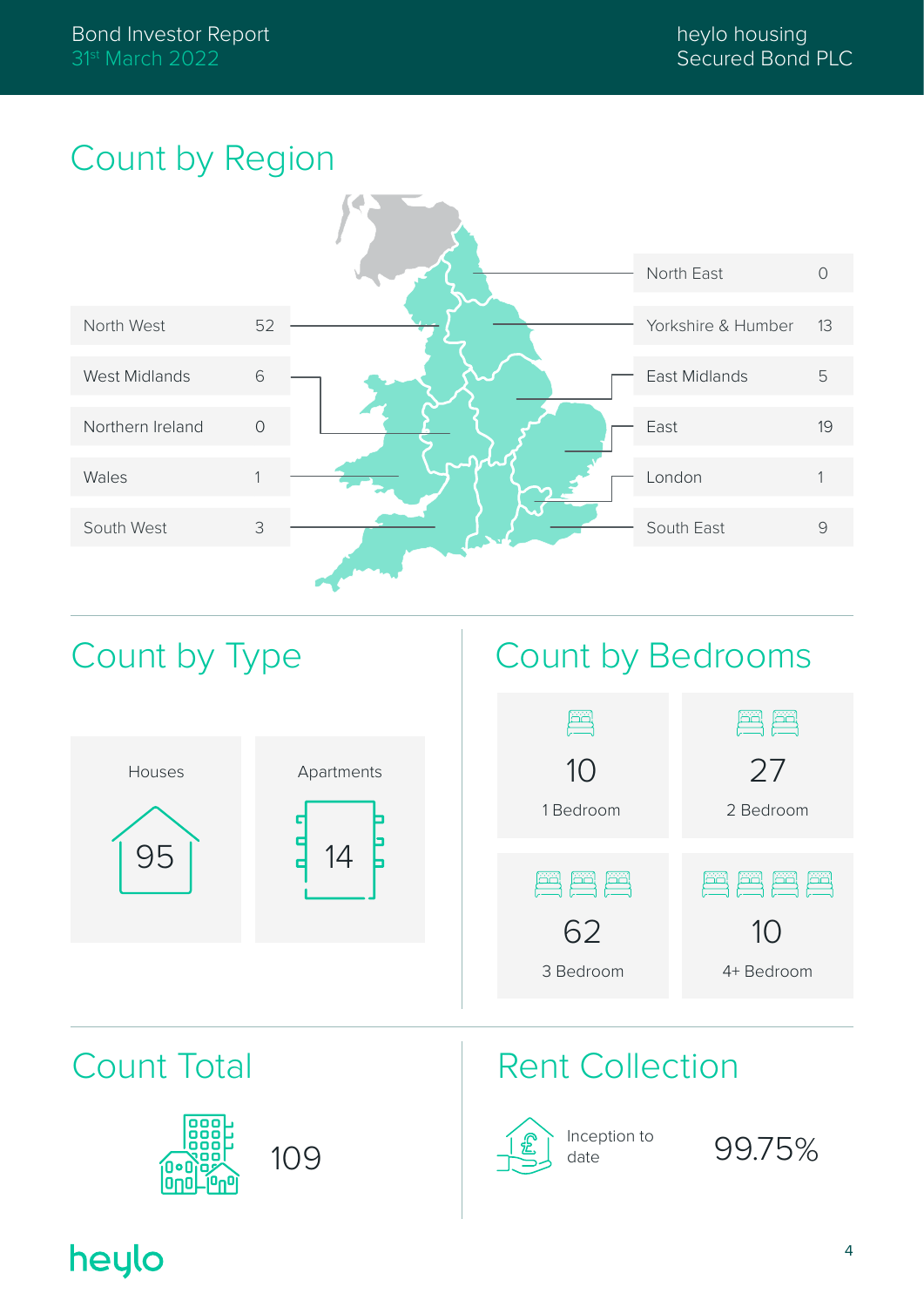## Count by Region

| Region | Count |
|---|---|
| North West | 52 |
| West Midlands | 6 |
| Northern Ireland | 0 |
| Wales | 1 |
| South West | 3 |
| North East | 0 |
| Yorkshire & Humber | 13 |
| East Midlands | 5 |
| East | 19 |
| London | 1 |
| South East | 9 |

## Count by Type

| Houses | Apartments |
|---|---|
| 95 | 14 |

## Count by Bedrooms

| 1 Bedroom | 2 Bedroom | 3 Bedroom | 4+ Bedroom |
|---|---|---|---|
| 10 | 27 | 62 | 10 |

## Count Total

109

## Rent Collection

Inception to date: 99.75%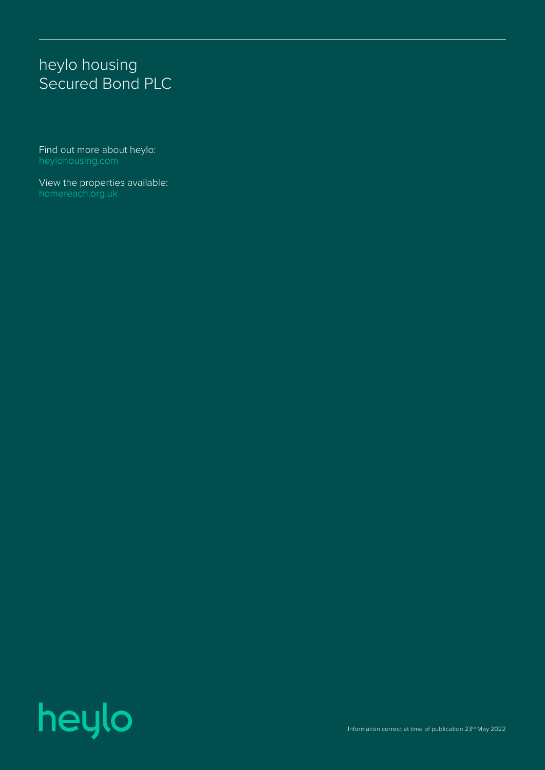# heylo housing
# Secured Bond PLC

Find out more about heylo:
heylohousing.com

View the properties available:
homereach.org.uk

heylo

Information correct at time of publication 23rd May 2022